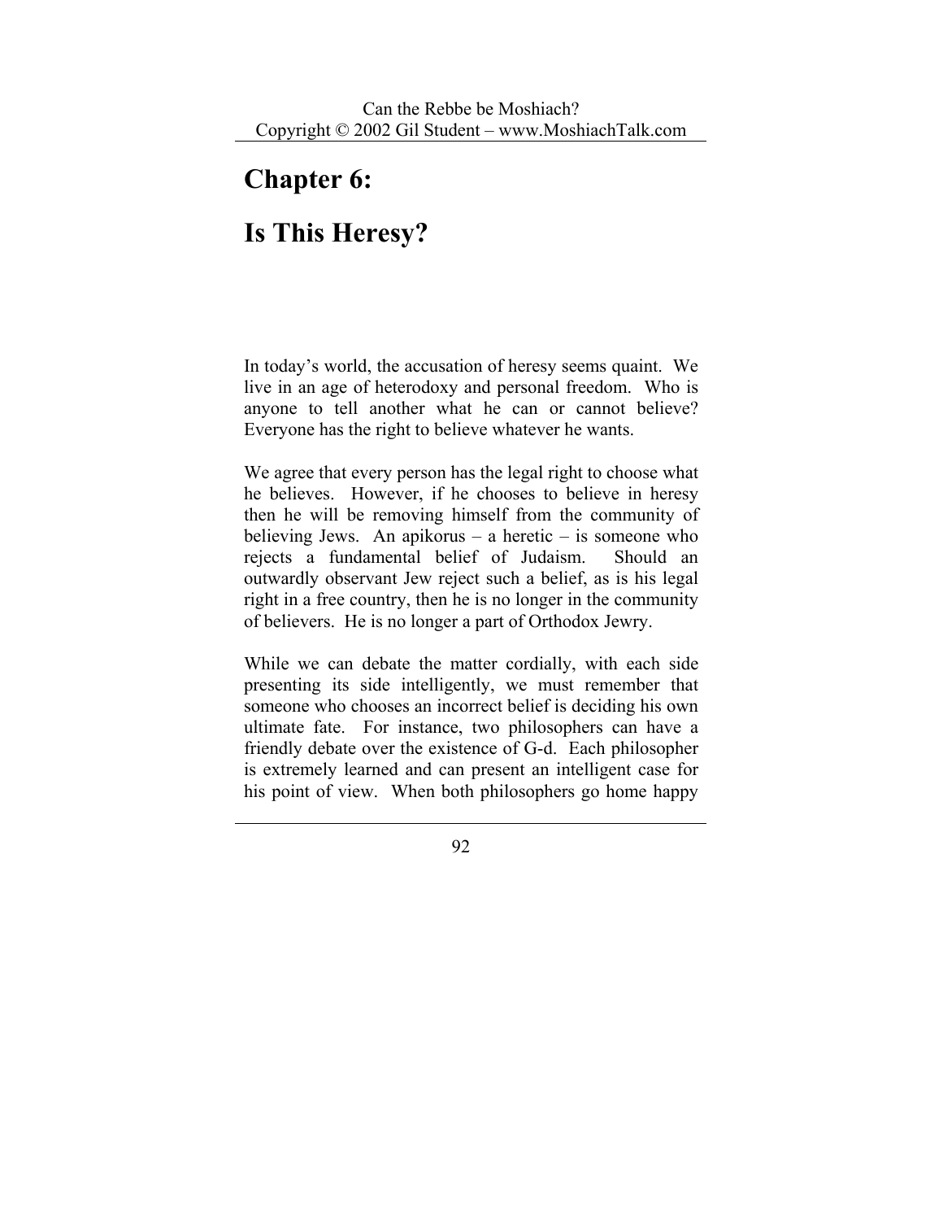# Chapter 6:

# Is This Heresy?

In today's world, the accusation of heresy seems quaint. We live in an age of heterodoxy and personal freedom. Who is anyone to tell another what he can or cannot believe? Everyone has the right to believe whatever he wants.

We agree that every person has the legal right to choose what he believes. However, if he chooses to believe in heresy then he will be removing himself from the community of believing Jews. An apikorus – a heretic – is someone who rejects a fundamental belief of Judaism. Should an outwardly observant Jew reject such a belief, as is his legal right in a free country, then he is no longer in the community of believers. He is no longer a part of Orthodox Jewry.

While we can debate the matter cordially, with each side presenting its side intelligently, we must remember that someone who chooses an incorrect belief is deciding his own ultimate fate. For instance, two philosophers can have a friendly debate over the existence of G-d. Each philosopher is extremely learned and can present an intelligent case for his point of view. When both philosophers go home happy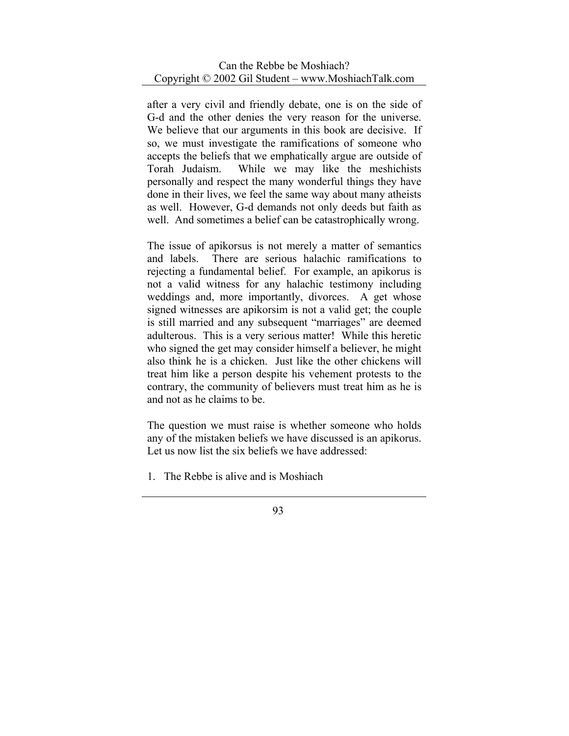after a very civil and friendly debate, one is on the side of G-d and the other denies the very reason for the universe. We believe that our arguments in this book are decisive. If so, we must investigate the ramifications of someone who accepts the beliefs that we emphatically argue are outside of Torah Judaism. While we may like the meshichists personally and respect the many wonderful things they have done in their lives, we feel the same way about many atheists as well. However, G-d demands not only deeds but faith as well. And sometimes a belief can be catastrophically wrong.

The issue of apikorsus is not merely a matter of semantics and labels. There are serious halachic ramifications to rejecting a fundamental belief. For example, an apikorus is not a valid witness for any halachic testimony including weddings and, more importantly, divorces. A get whose signed witnesses are apikorsim is not a valid get; the couple is still married and any subsequent "marriages" are deemed adulterous. This is a very serious matter! While this heretic who signed the get may consider himself a believer, he might also think he is a chicken. Just like the other chickens will treat him like a person despite his vehement protests to the contrary, the community of believers must treat him as he is and not as he claims to be.

The question we must raise is whether someone who holds any of the mistaken beliefs we have discussed is an apikorus. Let us now list the six beliefs we have addressed:

1. The Rebbe is alive and is Moshiach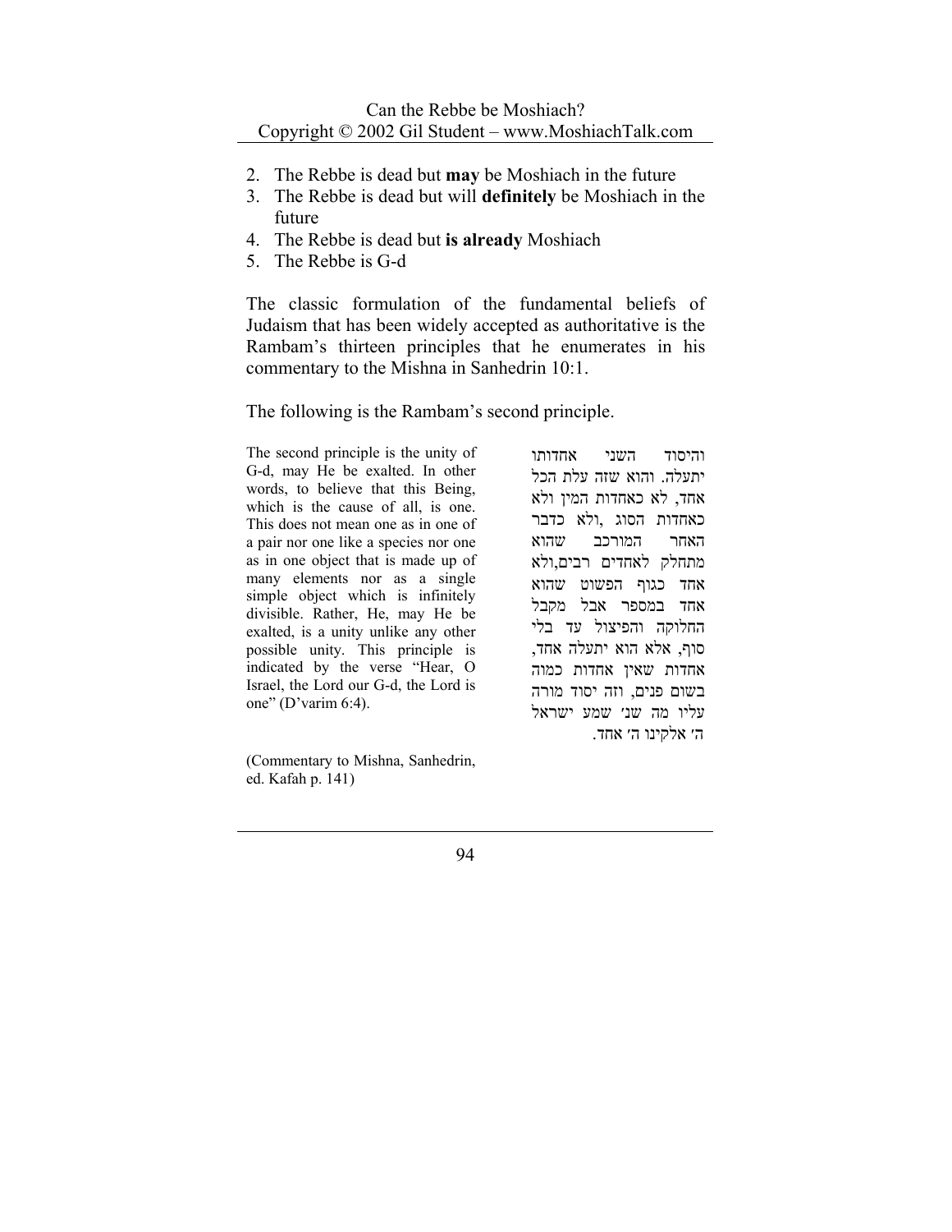2. The Rebbe is dead but **may** be Moshiach in the future
3. The Rebbe is dead but will **definitely** be Moshiach in the future
4. The Rebbe is dead but **is already** Moshiach
5. The Rebbe is G-d

The classic formulation of the fundamental beliefs of Judaism that has been widely accepted as authoritative is the Rambam's thirteen principles that he enumerates in his commentary to the Mishna in Sanhedrin 10:1.

The following is the Rambam's second principle.

| | |
|---|---|
| The second principle is the unity of G-d, may He be exalted. In other words, to believe that this Being, which is the cause of all, is one. This does not mean one as in one of a pair nor one like a species nor one as in one object that is made up of many elements nor as a single simple object which is infinitely divisible. Rather, He, may He be exalted, is a unity unlike any other possible unity. This principle is indicated by the verse "Hear, O Israel, the Lord our G-d, the Lord is one" (D'varim 6:4).<br><br>(Commentary to Mishna, Sanhedrin, ed. Kafah p. 141) | והיסוד השני אחדותו יתעלה. והוא שזה עלת הכל אחד, לא כאחדות המין ולא כאחדות הסוג ,ולא כדבר האחר המורכב שהוא מתחלק לאחדים רבים,ולא אחד כגוף הפשוט שהוא אחד במספר אבל מקבל החלוקה והפיצול עד בלי סוף, אלא הוא יתעלה אחד, אחדות שאין אחדות כמוה בשום פנים, וזה יסוד מורה עליו מה שנ׳ שמע ישראל ה׳ אלקינו ה׳ אחד. |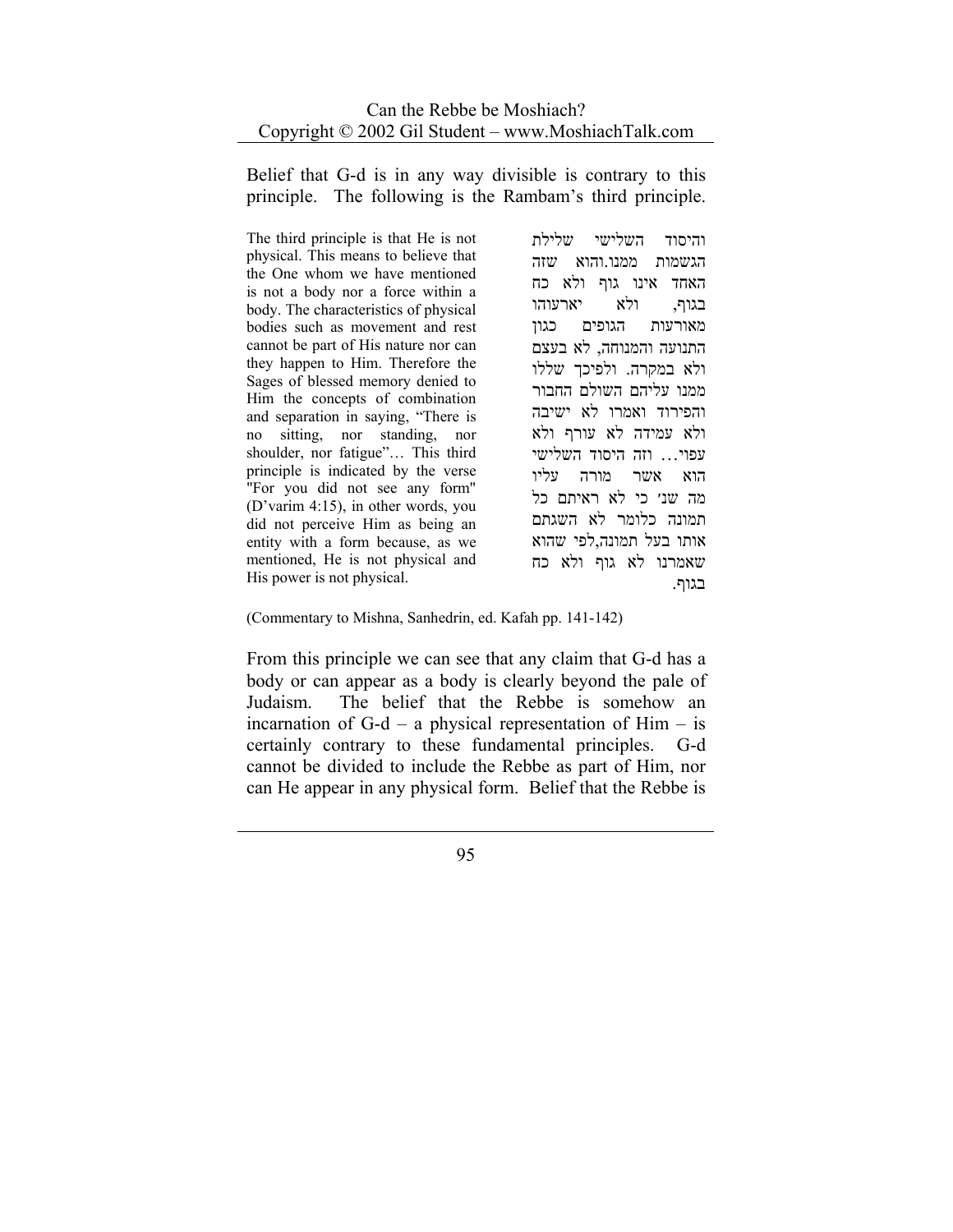Belief that G-d is in any way divisible is contrary to this principle. The following is the Rambam's third principle.

The third principle is that He is not physical. This means to believe that the One whom we have mentioned is not a body nor a force within a body. The characteristics of physical bodies such as movement and rest cannot be part of His nature nor can they happen to Him. Therefore the Sages of blessed memory denied to Him the concepts of combination and separation in saying, "There is no sitting, nor standing, nor shoulder, nor fatigue"… This third principle is indicated by the verse "For you did not see any form" (D'varim 4:15), in other words, you did not perceive Him as being an entity with a form because, as we mentioned, He is not physical and His power is not physical.

והיסוד השלישי שלילת הגשמות ממנו.והוא שזה האחד אינו גוף ולא כח בגוף, ולא יארעוהו מאורעות הגופים כגון התנועה והמנוחה, לא בעצם ולא במקרה. ולפיכך שללו ממנו עליהם השולם החבור והפירוד ואמרו לא ישיבה ולא עמידה לא עורף ולא עפוי… וזה היסוד השלישי הוא אשר מורה עליו מה שנ' כי לא ראיתם כל תמונה כלומר לא השגתם אותו בעל תמונה,לפי שהוא שאמרנו לא גוף ולא כח בגוף.

(Commentary to Mishna, Sanhedrin, ed. Kafah pp. 141-142)

From this principle we can see that any claim that G-d has a body or can appear as a body is clearly beyond the pale of Judaism. The belief that the Rebbe is somehow an incarnation of G-d – a physical representation of Him – is certainly contrary to these fundamental principles. G-d cannot be divided to include the Rebbe as part of Him, nor can He appear in any physical form. Belief that the Rebbe is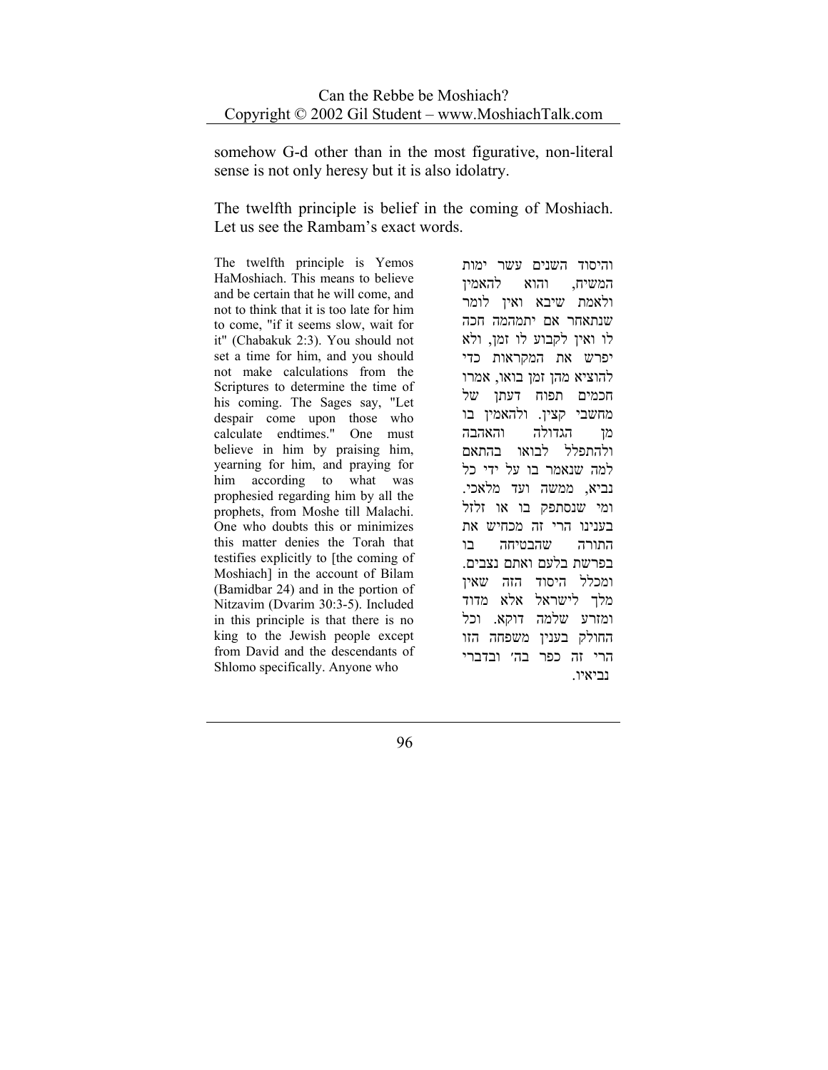somehow G-d other than in the most figurative, non-literal sense is not only heresy but it is also idolatry.

The twelfth principle is belief in the coming of Moshiach. Let us see the Rambam's exact words.

The twelfth principle is Yemos HaMoshiach. This means to believe and be certain that he will come, and not to think that it is too late for him to come, "if it seems slow, wait for it" (Chabakuk 2:3). You should not set a time for him, and you should not make calculations from the Scriptures to determine the time of his coming. The Sages say, "Let despair come upon those who calculate endtimes." One must believe in him by praising him, yearning for him, and praying for him according to what was prophesied regarding him by all the prophets, from Moshe till Malachi. One who doubts this or minimizes this matter denies the Torah that testifies explicitly to [the coming of Moshiach] in the account of Bilam (Bamidbar 24) and in the portion of Nitzavim (Dvarim 30:3-5). Included in this principle is that there is no king to the Jewish people except from David and the descendants of Shlomo specifically. Anyone who

והיסוד השנים עשר ימות המשיח, והוא להאמין ולאמת שיבא ואין לומר שנתאחר אם יתמהמה חכה לו ואין לקבוע לו זמן, ולא יפרש את המקראות כדי להוציא מהן זמן בואו, אמרו חכמים תפוח דעתן של מחשבי קצין. ולהאמין בו מן הגדולה והאהבה ולהתפלל לבואו בהתאם למה שנאמר בו על ידי כל נביא, ממשה ועד מלאכי. ומי שנסתפק בו או זלזל בענינו הרי זה מכחיש את התורה שהבטיחה בו בפרשת בלעם ואתם נצבים. ומכלל היסוד הזה שאין מלך לישראל אלא מדוד ומזרע שלמה דוקא. וכל החולק בענין משפחה הזו הרי זה כפר בה' ובדברי נביאיו.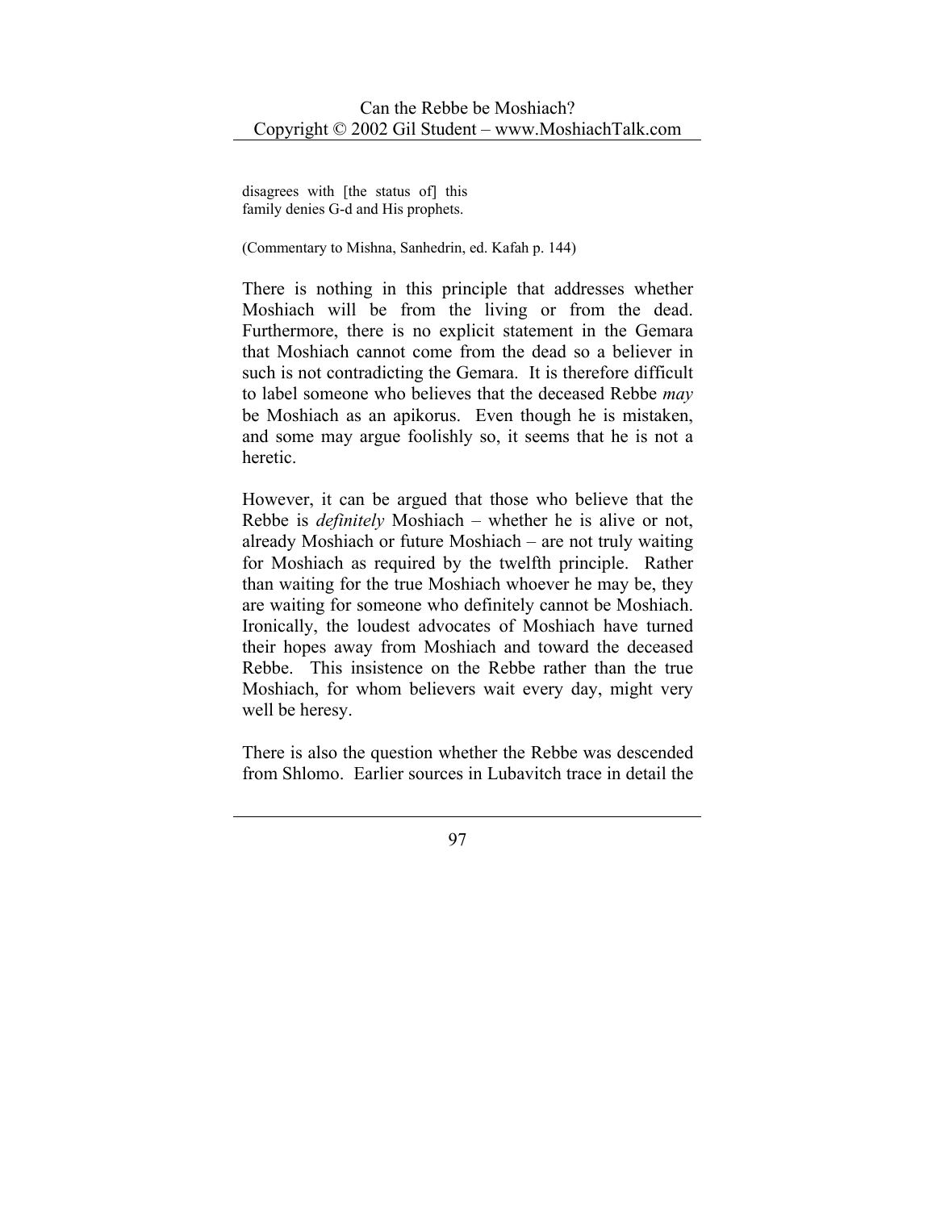disagrees with [the status of] this family denies G-d and His prophets.

(Commentary to Mishna, Sanhedrin, ed. Kafah p. 144)

There is nothing in this principle that addresses whether Moshiach will be from the living or from the dead. Furthermore, there is no explicit statement in the Gemara that Moshiach cannot come from the dead so a believer in such is not contradicting the Gemara. It is therefore difficult to label someone who believes that the deceased Rebbe *may* be Moshiach as an apikorus. Even though he is mistaken, and some may argue foolishly so, it seems that he is not a heretic.

However, it can be argued that those who believe that the Rebbe is *definitely* Moshiach – whether he is alive or not, already Moshiach or future Moshiach – are not truly waiting for Moshiach as required by the twelfth principle. Rather than waiting for the true Moshiach whoever he may be, they are waiting for someone who definitely cannot be Moshiach. Ironically, the loudest advocates of Moshiach have turned their hopes away from Moshiach and toward the deceased Rebbe. This insistence on the Rebbe rather than the true Moshiach, for whom believers wait every day, might very well be heresy.

There is also the question whether the Rebbe was descended from Shlomo. Earlier sources in Lubavitch trace in detail the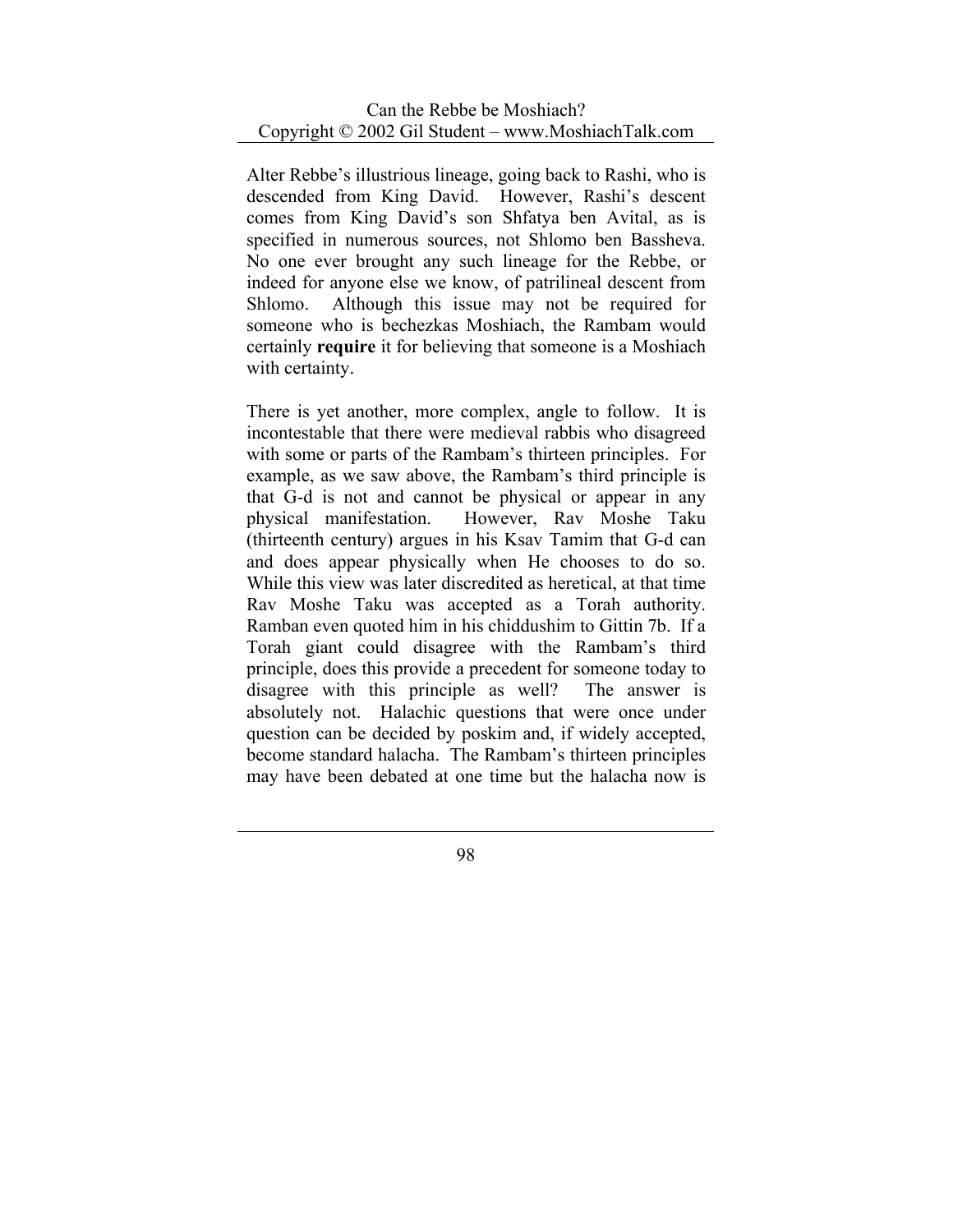Alter Rebbe's illustrious lineage, going back to Rashi, who is descended from King David. However, Rashi's descent comes from King David's son Shfatya ben Avital, as is specified in numerous sources, not Shlomo ben Bassheva. No one ever brought any such lineage for the Rebbe, or indeed for anyone else we know, of patrilineal descent from Shlomo. Although this issue may not be required for someone who is bechezkas Moshiach, the Rambam would certainly **require** it for believing that someone is a Moshiach with certainty.

There is yet another, more complex, angle to follow. It is incontestable that there were medieval rabbis who disagreed with some or parts of the Rambam's thirteen principles. For example, as we saw above, the Rambam's third principle is that G-d is not and cannot be physical or appear in any physical manifestation. However, Rav Moshe Taku (thirteenth century) argues in his Ksav Tamim that G-d can and does appear physically when He chooses to do so. While this view was later discredited as heretical, at that time Rav Moshe Taku was accepted as a Torah authority. Ramban even quoted him in his chiddushim to Gittin 7b. If a Torah giant could disagree with the Rambam's third principle, does this provide a precedent for someone today to disagree with this principle as well? The answer is absolutely not. Halachic questions that were once under question can be decided by poskim and, if widely accepted, become standard halacha. The Rambam's thirteen principles may have been debated at one time but the halacha now is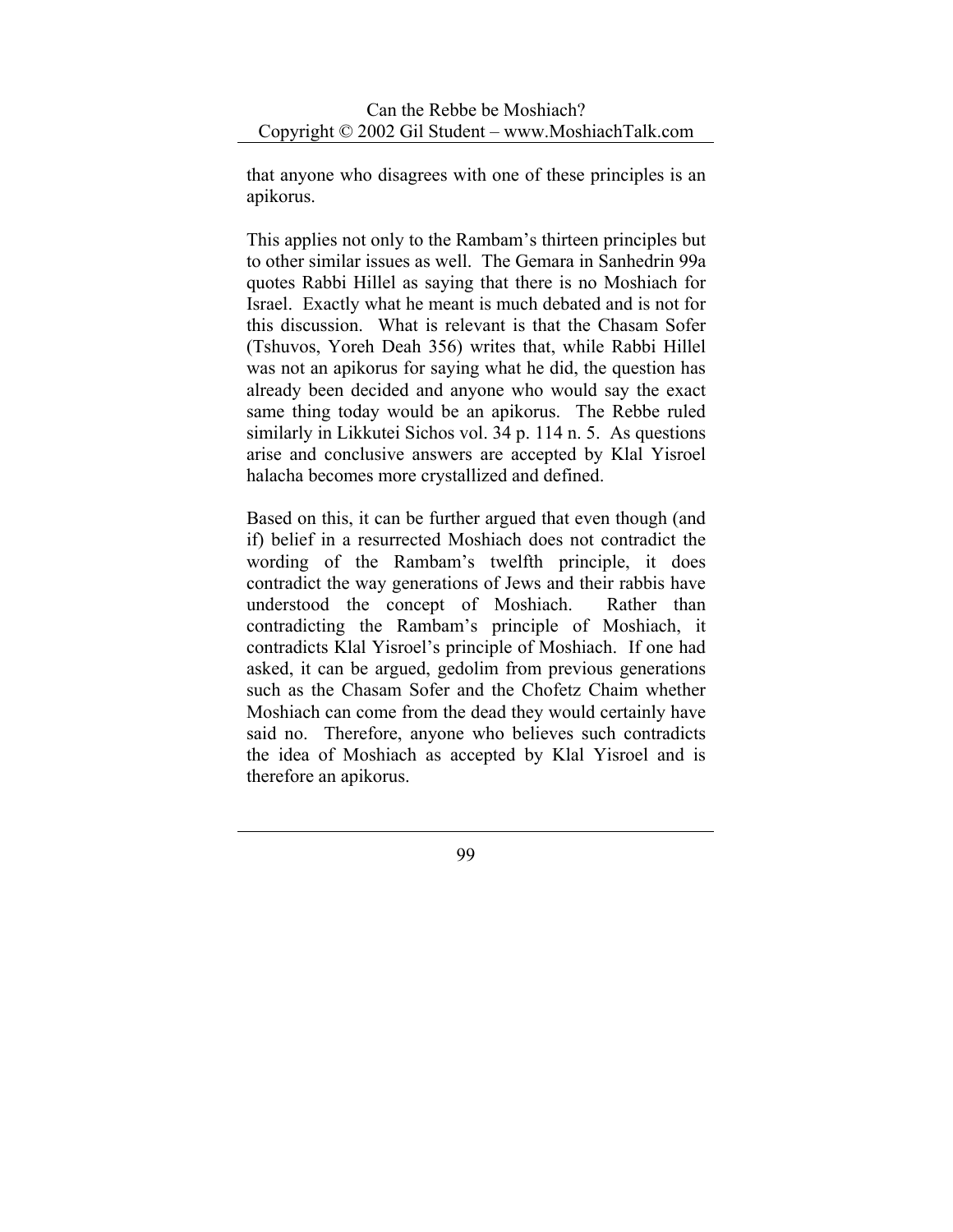that anyone who disagrees with one of these principles is an apikorus.

This applies not only to the Rambam's thirteen principles but to other similar issues as well. The Gemara in Sanhedrin 99a quotes Rabbi Hillel as saying that there is no Moshiach for Israel. Exactly what he meant is much debated and is not for this discussion. What is relevant is that the Chasam Sofer (Tshuvos, Yoreh Deah 356) writes that, while Rabbi Hillel was not an apikorus for saying what he did, the question has already been decided and anyone who would say the exact same thing today would be an apikorus. The Rebbe ruled similarly in Likkutei Sichos vol. 34 p. 114 n. 5. As questions arise and conclusive answers are accepted by Klal Yisroel halacha becomes more crystallized and defined.

Based on this, it can be further argued that even though (and if) belief in a resurrected Moshiach does not contradict the wording of the Rambam's twelfth principle, it does contradict the way generations of Jews and their rabbis have understood the concept of Moshiach. Rather than contradicting the Rambam's principle of Moshiach, it contradicts Klal Yisroel's principle of Moshiach. If one had asked, it can be argued, gedolim from previous generations such as the Chasam Sofer and the Chofetz Chaim whether Moshiach can come from the dead they would certainly have said no. Therefore, anyone who believes such contradicts the idea of Moshiach as accepted by Klal Yisroel and is therefore an apikorus.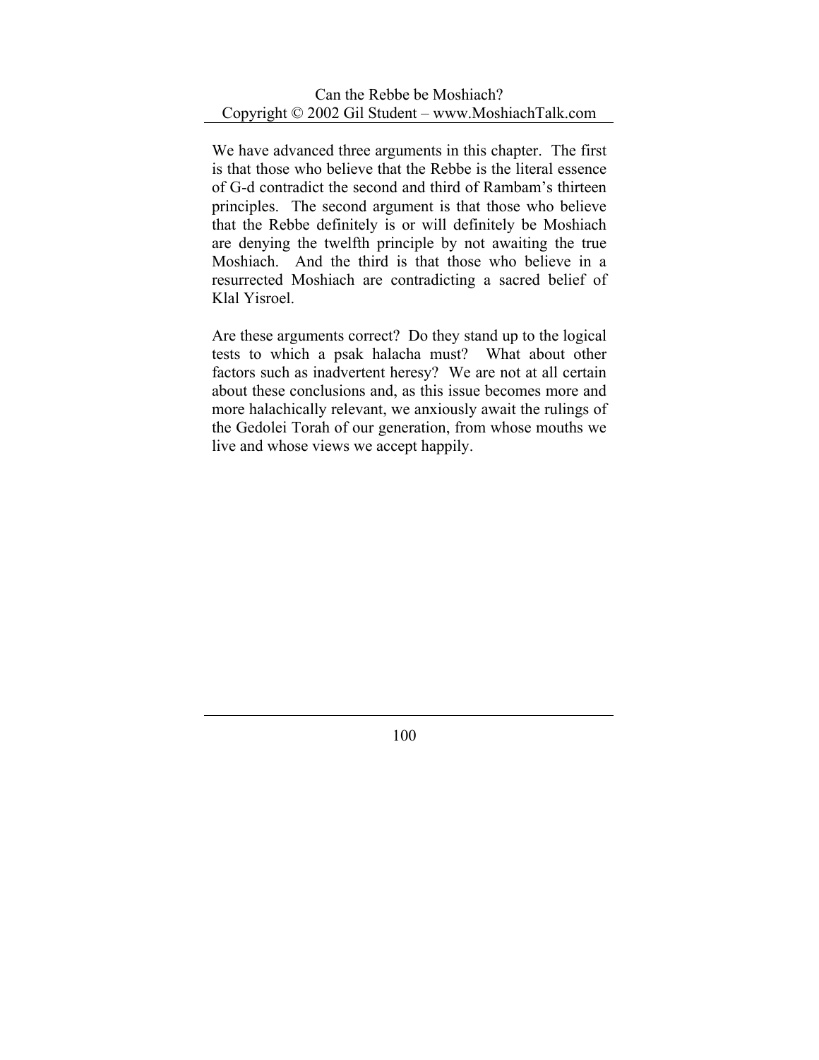We have advanced three arguments in this chapter. The first is that those who believe that the Rebbe is the literal essence of G-d contradict the second and third of Rambam's thirteen principles. The second argument is that those who believe that the Rebbe definitely is or will definitely be Moshiach are denying the twelfth principle by not awaiting the true Moshiach. And the third is that those who believe in a resurrected Moshiach are contradicting a sacred belief of Klal Yisroel.

Are these arguments correct? Do they stand up to the logical tests to which a psak halacha must? What about other factors such as inadvertent heresy? We are not at all certain about these conclusions and, as this issue becomes more and more halachically relevant, we anxiously await the rulings of the Gedolei Torah of our generation, from whose mouths we live and whose views we accept happily.